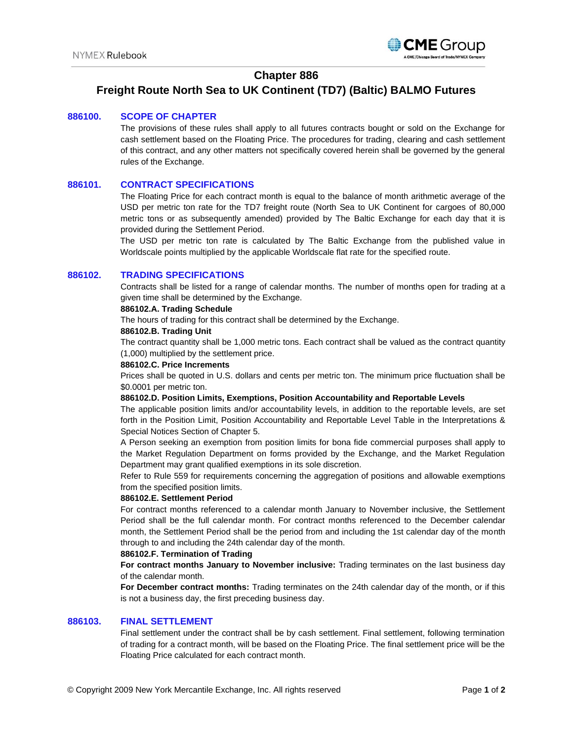# Chapter 886

# Freight Route North Sea to UK Continent (TD7) (Baltic) BALMO Futures

## 886100. SCOPE OF CHAPTER

The provisions of these rules shall apply to all futures contracts bought or sold on the Exchange for cash settlement based on the Floating Price. The procedures for trading, clearing and cash settlement of this contract, and any other matters not specifically covered herein shall be governed by the general rules of the Exchange.

## 886101. CONTRACT SPECIFICATIONS

The Floating Price for each contract month is equal to the balance of month arithmetic average of the USD per metric ton rate for the TD7 freight route (North Sea to UK Continent for cargoes of 80,000 metric tons or as subsequently amended) provided by The Baltic Exchange for each day that it is provided during the Settlement Period.

The USD per metric ton rate is calculated by The Baltic Exchange from the published value in Worldscale points multiplied by the applicable Worldscale flat rate for the specified route.

## 886102. TRADING SPECIFICATIONS

Contracts shall be listed for a range of calendar months. The number of months open for trading at a given time shall be determined by the Exchange.

**886102.A. Trading Schedule**

The hours of trading for this contract shall be determined by the Exchange.

**886102.B. Trading Unit**

The contract quantity shall be 1,000 metric tons. Each contract shall be valued as the contract quantity (1,000) multiplied by the settlement price.

**886102.C. Price Increments**

Prices shall be quoted in U.S. dollars and cents per metric ton. The minimum price fluctuation shall be $0.0001 per metric ton.

**886102.D. Position Limits, Exemptions, Position Accountability and Reportable Levels**

The applicable position limits and/or accountability levels, in addition to the reportable levels, are set forth in the Position Limit, Position Accountability and Reportable Level Table in the Interpretations & Special Notices Section of Chapter 5.

A Person seeking an exemption from position limits for bona fide commercial purposes shall apply to the Market Regulation Department on forms provided by the Exchange, and the Market Regulation Department may grant qualified exemptions in its sole discretion.

Refer to Rule 559 for requirements concerning the aggregation of positions and allowable exemptions from the specified position limits.

**886102.E. Settlement Period**

For contract months referenced to a calendar month January to November inclusive, the Settlement Period shall be the full calendar month. For contract months referenced to the December calendar month, the Settlement Period shall be the period from and including the 1st calendar day of the month through to and including the 24th calendar day of the month.

**886102.F. Termination of Trading**

**For contract months January to November inclusive:** Trading terminates on the last business day of the calendar month.

**For December contract months:** Trading terminates on the 24th calendar day of the month, or if this is not a business day, the first preceding business day.

## 886103. FINAL SETTLEMENT

Final settlement under the contract shall be by cash settlement. Final settlement, following termination of trading for a contract month, will be based on the Floating Price. The final settlement price will be the Floating Price calculated for each contract month.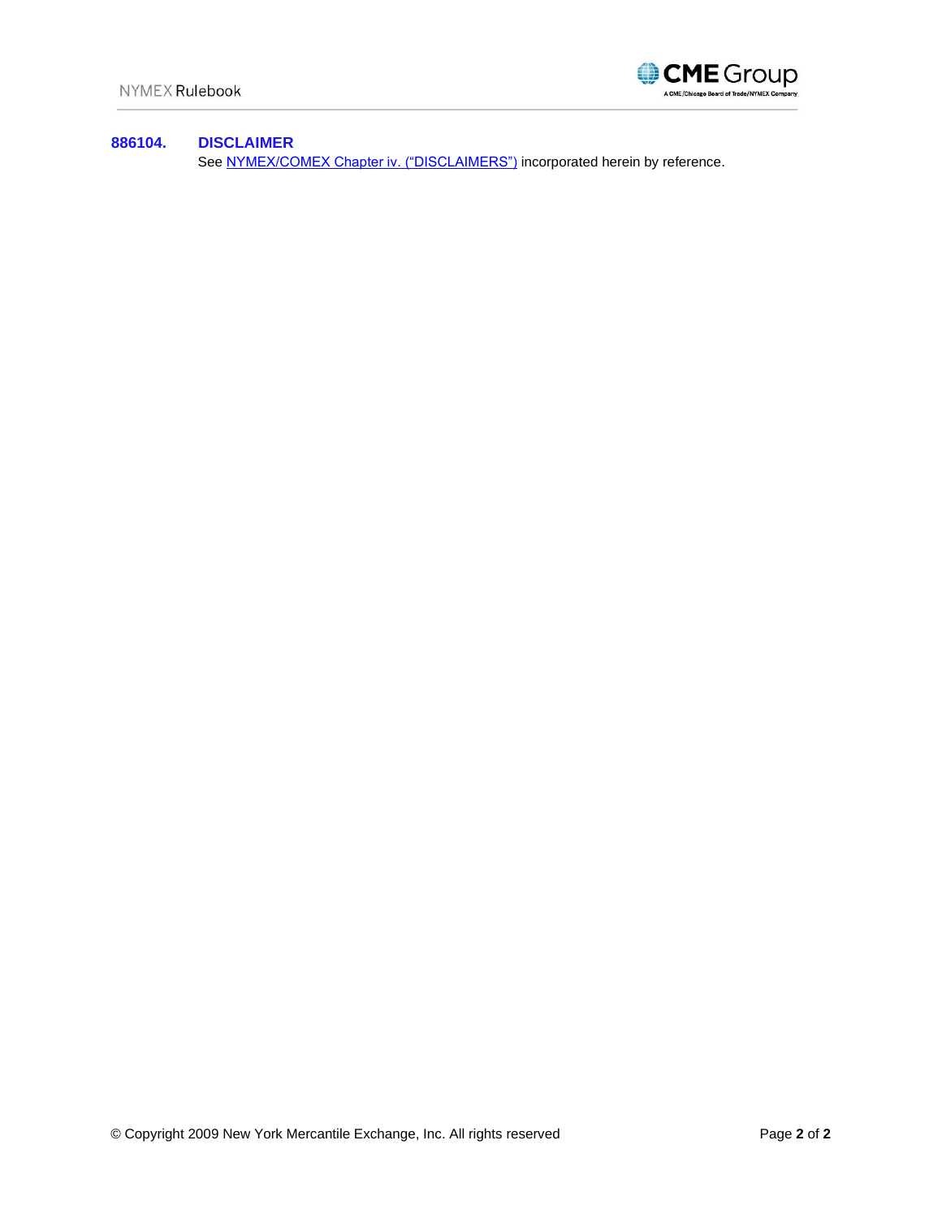### 886104. DISCLAIMER

See NYMEX/COMEX Chapter iv. ("DISCLAIMERS") incorporated herein by reference.